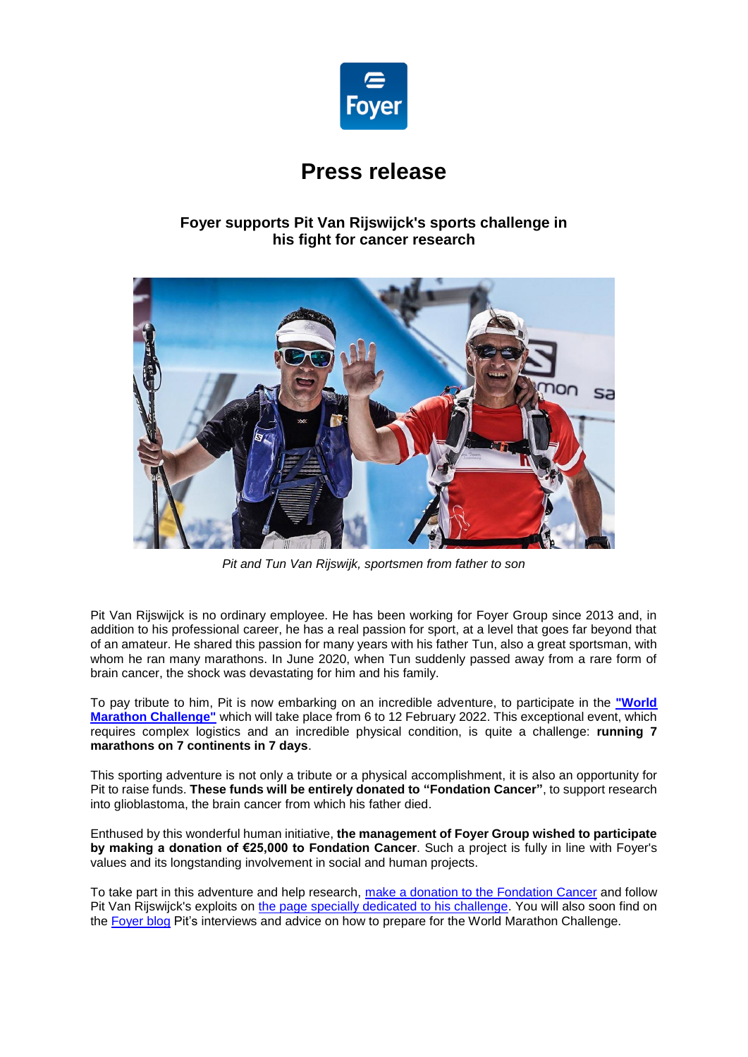# Press release

### Foyer supports Pit Van Rijswijck's sports challenge in his fight for cancer research

*Pit and Tun Van Rijswijk, sportsmen from father to son*

Pit Van Rijswijck is no ordinary employee. He has been working for Foyer Group since 2013 and, in addition to his professional career, he has a real passion for sport, at a level that goes far beyond that of an amateur. He shared this passion for many years with his father Tun, also a great sportsman, with whom he ran many marathons. In June 2020, when Tun suddenly passed away from a rare form of brain cancer, the shock was devastating for him and his family.

To pay tribute to him, Pit is now embarking on an incredible adventure, to participate in the **"World Marathon Challenge"** which will take place from 6 to 12 February 2022. This exceptional event, which requires complex logistics and an incredible physical condition, is quite a challenge: **running 7 marathons on 7 continents in 7 days**.

This sporting adventure is not only a tribute or a physical accomplishment, it is also an opportunity for Pit to raise funds. **These funds will be entirely donated to "Fondation Cancer"**, to support research into glioblastoma, the brain cancer from which his father died.

Enthused by this wonderful human initiative, **the management of Foyer Group wished to participate by making a donation of €25,000 to Fondation Cancer**. Such a project is fully in line with Foyer's values and its longstanding involvement in social and human projects.

To take part in this adventure and help research, make a donation to the Fondation Cancer and follow Pit Van Rijswijck's exploits on the page specially dedicated to his challenge. You will also soon find on the Foyer blog Pit's interviews and advice on how to prepare for the World Marathon Challenge.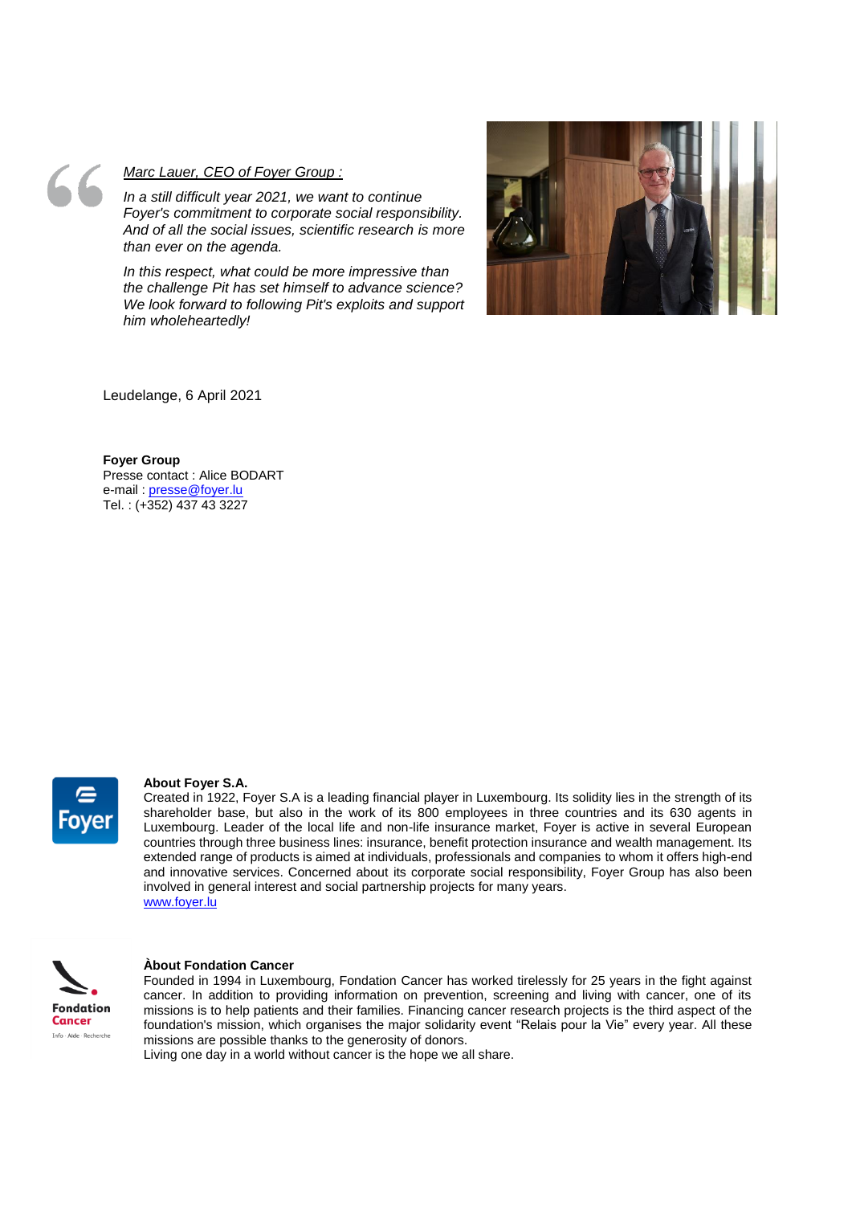*Marc Lauer, CEO of Foyer Group :*

*In a still difficult year 2021, we want to continue Foyer's commitment to corporate social responsibility. And of all the social issues, scientific research is more than ever on the agenda.*

*In this respect, what could be more impressive than the challenge Pit has set himself to advance science? We look forward to following Pit's exploits and support him wholeheartedly!*

Leudelange, 6 April 2021

**Foyer Group**
Presse contact : Alice BODART
e-mail : presse@foyer.lu
Tel. : (+352) 437 43 3227

**About Foyer S.A.**
Created in 1922, Foyer S.A is a leading financial player in Luxembourg. Its solidity lies in the strength of its shareholder base, but also in the work of its 800 employees in three countries and its 630 agents in Luxembourg. Leader of the local life and non-life insurance market, Foyer is active in several European countries through three business lines: insurance, benefit protection insurance and wealth management. Its extended range of products is aimed at individuals, professionals and companies to whom it offers high-end and innovative services. Concerned about its corporate social responsibility, Foyer Group has also been involved in general interest and social partnership projects for many years.
www.foyer.lu

**Àbout Fondation Cancer**
Founded in 1994 in Luxembourg, Fondation Cancer has worked tirelessly for 25 years in the fight against cancer. In addition to providing information on prevention, screening and living with cancer, one of its missions is to help patients and their families. Financing cancer research projects is the third aspect of the foundation's mission, which organises the major solidarity event "Relais pour la Vie" every year. All these missions are possible thanks to the generosity of donors.
Living one day in a world without cancer is the hope we all share.